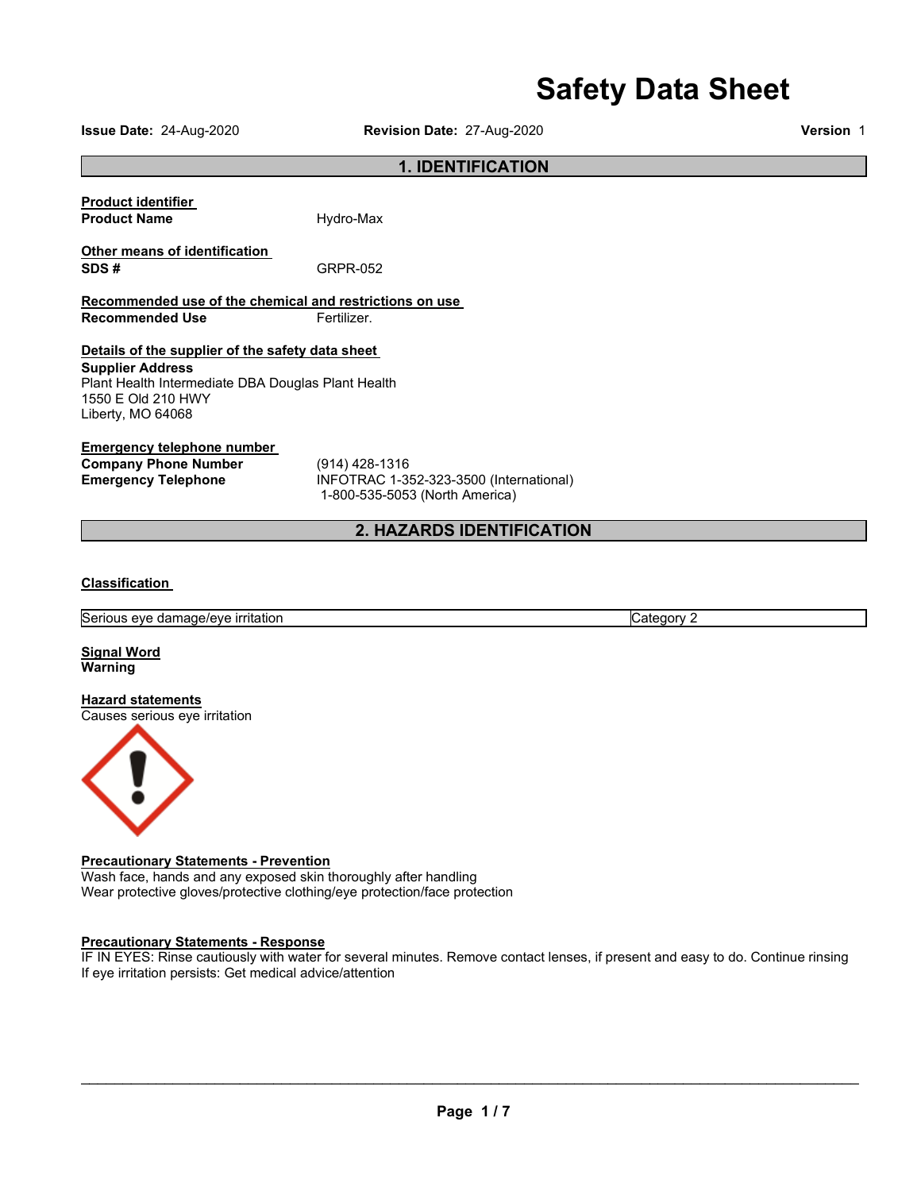# Safety Data Sheet

**Issue Date:** 24-Aug-2020 **Revision Date:** 27-Aug-2020 **Version** 1

## 1. IDENTIFICATION

**Product identifier**

**Product Name** Hydro-Max

**Other means of identification**

**SDS #** GRPR-052

**Recommended use of the chemical and restrictions on use**

**Recommended Use** Fertilizer.

**Details of the supplier of the safety data sheet**

**Supplier Address**
Plant Health Intermediate DBA Douglas Plant Health
1550 E Old 210 HWY
Liberty, MO 64068

**Emergency telephone number**

**Company Phone Number** (914) 428-1316

**Emergency Telephone** INFOTRAC 1-352-323-3500 (International)
1-800-535-5053 (North America)

## 2. HAZARDS IDENTIFICATION

**Classification**

| Serious eye damage/eye irritation | Category 2 |
|---|---|

**Signal Word**
**Warning**

**Hazard statements**
Causes serious eye irritation

**Precautionary Statements - Prevention**
Wash face, hands and any exposed skin thoroughly after handling
Wear protective gloves/protective clothing/eye protection/face protection

**Precautionary Statements - Response**
IF IN EYES: Rinse cautiously with water for several minutes. Remove contact lenses, if present and easy to do. Continue rinsing
If eye irritation persists: Get medical advice/attention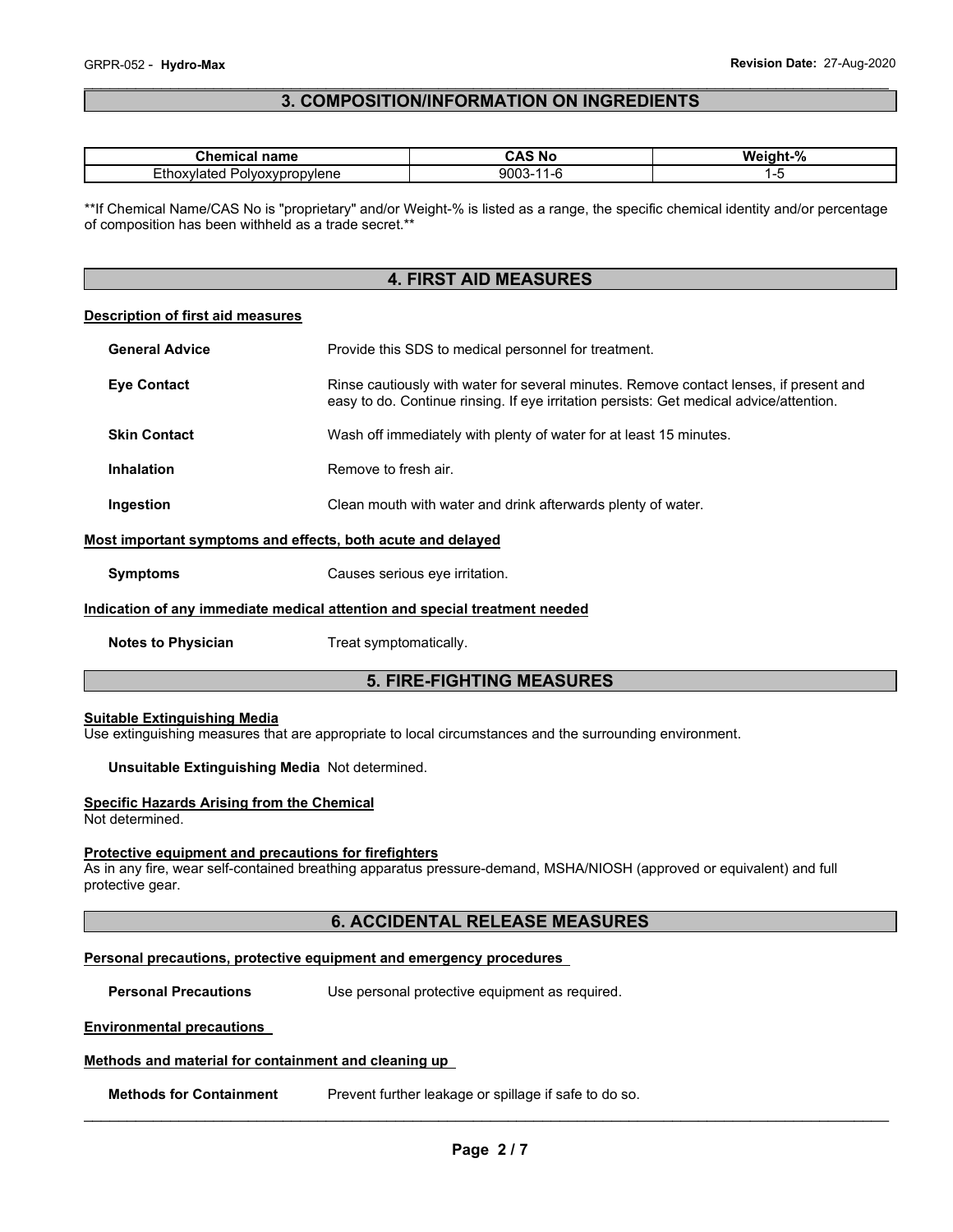## 3. COMPOSITION/INFORMATION ON INGREDIENTS

| Chemical name | CAS No | Weight-% |
|---|---|---|
| Ethoxylated Polyoxypropylene | 9003-11-6 | 1-5 |

**If Chemical Name/CAS No is "proprietary" and/or Weight-% is listed as a range, the specific chemical identity and/or percentage of composition has been withheld as a trade secret.**

## 4. FIRST AID MEASURES

**Description of first aid measures**

**General Advice** Provide this SDS to medical personnel for treatment.

**Eye Contact** Rinse cautiously with water for several minutes. Remove contact lenses, if present and easy to do. Continue rinsing. If eye irritation persists: Get medical advice/attention.

**Skin Contact** Wash off immediately with plenty of water for at least 15 minutes.

**Inhalation** Remove to fresh air.

**Ingestion** Clean mouth with water and drink afterwards plenty of water.

**Most important symptoms and effects, both acute and delayed**

**Symptoms** Causes serious eye irritation.

**Indication of any immediate medical attention and special treatment needed**

**Notes to Physician** Treat symptomatically.

## 5. FIRE-FIGHTING MEASURES

**Suitable Extinguishing Media**

Use extinguishing measures that are appropriate to local circumstances and the surrounding environment.

**Unsuitable Extinguishing Media** Not determined.

**Specific Hazards Arising from the Chemical**

Not determined.

**Protective equipment and precautions for firefighters**

As in any fire, wear self-contained breathing apparatus pressure-demand, MSHA/NIOSH (approved or equivalent) and full protective gear.

## 6. ACCIDENTAL RELEASE MEASURES

**Personal precautions, protective equipment and emergency procedures**

**Personal Precautions** Use personal protective equipment as required.

**Environmental precautions**

**Methods and material for containment and cleaning up**

**Methods for Containment** Prevent further leakage or spillage if safe to do so.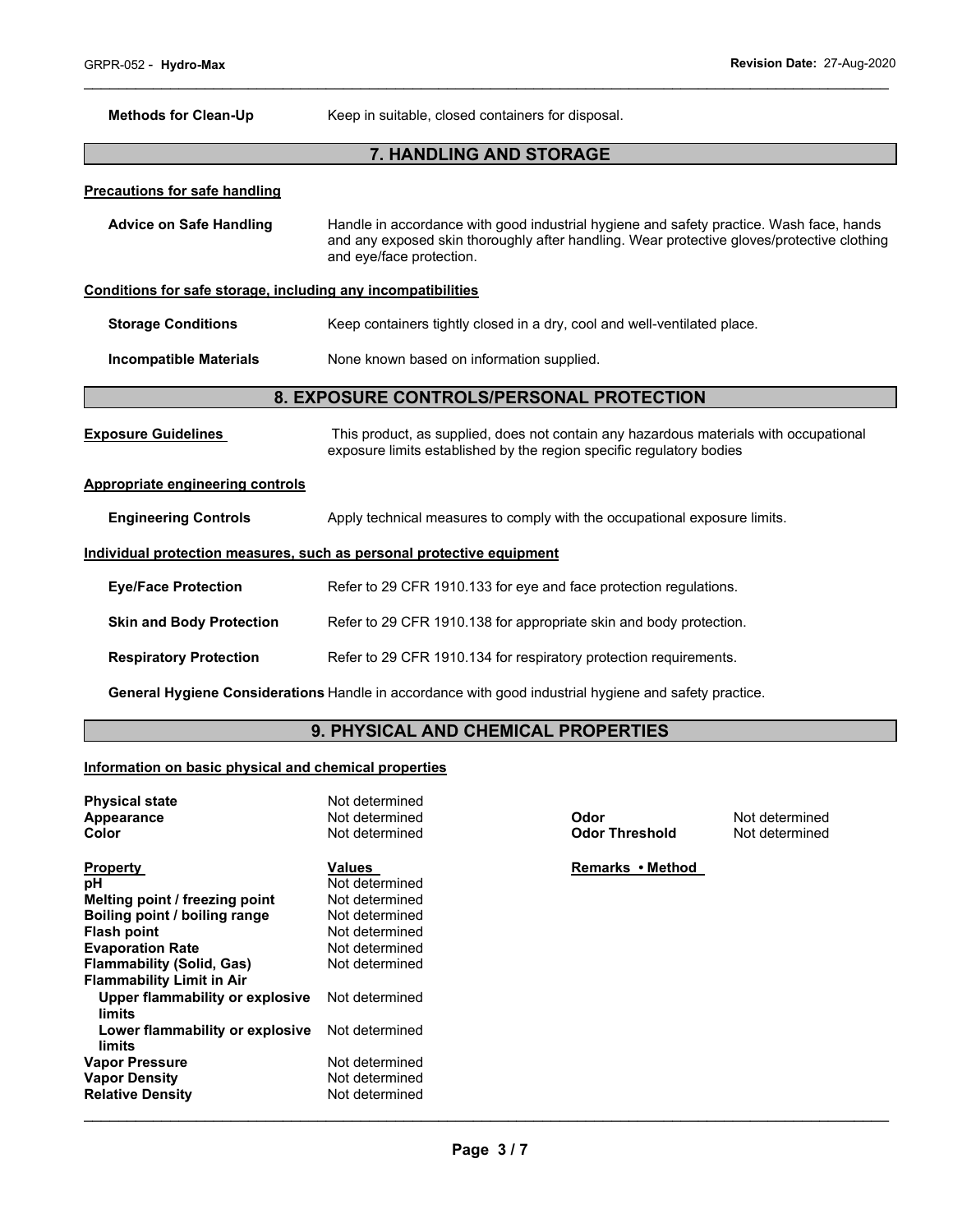**Methods for Clean-Up** Keep in suitable, closed containers for disposal.

## 7. HANDLING AND STORAGE

**Precautions for safe handling**

**Advice on Safe Handling** Handle in accordance with good industrial hygiene and safety practice. Wash face, hands and any exposed skin thoroughly after handling. Wear protective gloves/protective clothing and eye/face protection.

**Conditions for safe storage, including any incompatibilities**

**Storage Conditions** Keep containers tightly closed in a dry, cool and well-ventilated place.

**Incompatible Materials** None known based on information supplied.

## 8. EXPOSURE CONTROLS/PERSONAL PROTECTION

**Exposure Guidelines** This product, as supplied, does not contain any hazardous materials with occupational exposure limits established by the region specific regulatory bodies

**Appropriate engineering controls**

**Engineering Controls** Apply technical measures to comply with the occupational exposure limits.

**Individual protection measures, such as personal protective equipment**

**Eye/Face Protection** Refer to 29 CFR 1910.133 for eye and face protection regulations.

**Skin and Body Protection** Refer to 29 CFR 1910.138 for appropriate skin and body protection.

**Respiratory Protection** Refer to 29 CFR 1910.134 for respiratory protection requirements.

**General Hygiene Considerations** Handle in accordance with good industrial hygiene and safety practice.

## 9. PHYSICAL AND CHEMICAL PROPERTIES

**Information on basic physical and chemical properties**

| | | | |
|---|---|---|---|
| **Physical state** | Not determined | | |
| **Appearance** | Not determined | **Odor** | Not determined |
| **Color** | Not determined | **Odor Threshold** | Not determined |

| **Property** | **Values** | **Remarks • Method** |
|---|---|---|
| **pH** | Not determined | |
| **Melting point / freezing point** | Not determined | |
| **Boiling point / boiling range** | Not determined | |
| **Flash point** | Not determined | |
| **Evaporation Rate** | Not determined | |
| **Flammability (Solid, Gas)** | Not determined | |
| **Flammability Limit in Air** | | |
| **Upper flammability or explosive limits** | Not determined | |
| **Lower flammability or explosive limits** | Not determined | |
| **Vapor Pressure** | Not determined | |
| **Vapor Density** | Not determined | |
| **Relative Density** | Not determined | |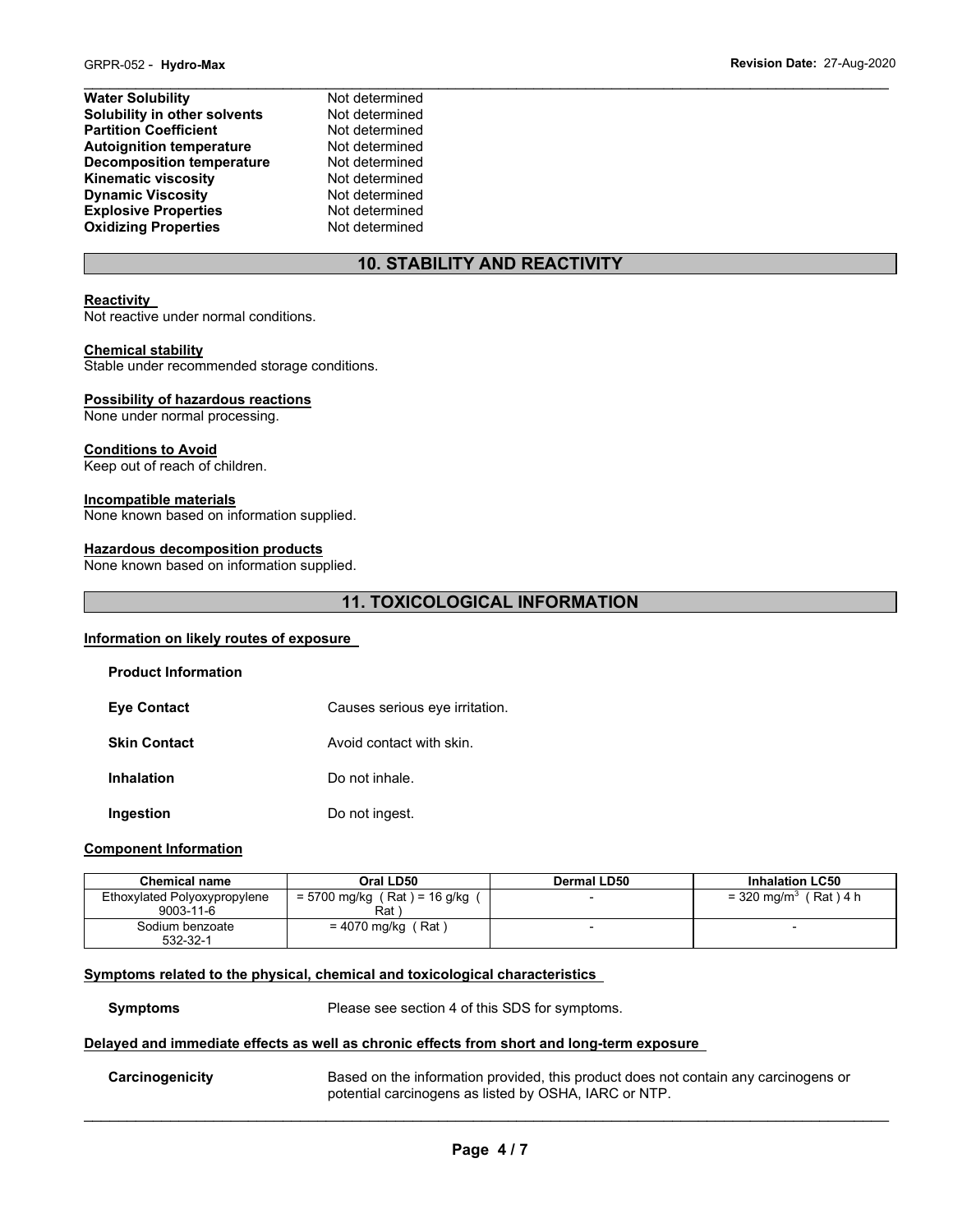| | |
|---|---|
| **Water Solubility** | Not determined |
| **Solubility in other solvents** | Not determined |
| **Partition Coefficient** | Not determined |
| **Autoignition temperature** | Not determined |
| **Decomposition temperature** | Not determined |
| **Kinematic viscosity** | Not determined |
| **Dynamic Viscosity** | Not determined |
| **Explosive Properties** | Not determined |
| **Oxidizing Properties** | Not determined |

## 10. STABILITY AND REACTIVITY

**Reactivity**
Not reactive under normal conditions.

**Chemical stability**
Stable under recommended storage conditions.

**Possibility of hazardous reactions**
None under normal processing.

**Conditions to Avoid**
Keep out of reach of children.

**Incompatible materials**
None known based on information supplied.

**Hazardous decomposition products**
None known based on information supplied.

## 11. TOXICOLOGICAL INFORMATION

**Information on likely routes of exposure**

**Product Information**

**Eye Contact** Causes serious eye irritation.

**Skin Contact** Avoid contact with skin.

**Inhalation** Do not inhale.

**Ingestion** Do not ingest.

**Component Information**

| Chemical name | Oral LD50 | Dermal LD50 | Inhalation LC50 |
|---|---|---|---|
| Ethoxylated Polyoxypropylene 9003-11-6 | = 5700 mg/kg ( Rat ) = 16 g/kg ( Rat ) | - | = 320 mg/m$^3$ ( Rat ) 4 h |
| Sodium benzoate 532-32-1 | = 4070 mg/kg ( Rat ) | - | - |

**Symptoms related to the physical, chemical and toxicological characteristics**

**Symptoms** Please see section 4 of this SDS for symptoms.

**Delayed and immediate effects as well as chronic effects from short and long-term exposure**

**Carcinogenicity** Based on the information provided, this product does not contain any carcinogens or potential carcinogens as listed by OSHA, IARC or NTP.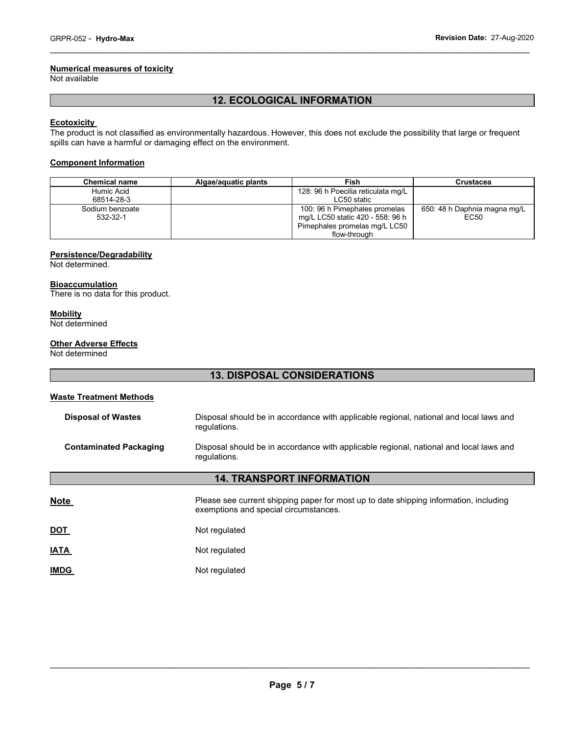#### Numerical measures of toxicity

Not available

## 12. ECOLOGICAL INFORMATION

#### Ecotoxicity

The product is not classified as environmentally hazardous. However, this does not exclude the possibility that large or frequent spills can have a harmful or damaging effect on the environment.

#### Component Information

| Chemical name | Algae/aquatic plants | Fish | Crustacea |
|---|---|---|---|
| Humic Acid<br>68514-28-3 | | 128: 96 h Poecilia reticulata mg/L LC50 static | |
| Sodium benzoate<br>532-32-1 | | 100: 96 h Pimephales promelas mg/L LC50 static 420 - 558: 96 h Pimephales promelas mg/L LC50 flow-through | 650: 48 h Daphnia magna mg/L EC50 |

#### Persistence/Degradability

Not determined.

#### Bioaccumulation

There is no data for this product.

#### Mobility

Not determined

#### Other Adverse Effects

Not determined

## 13. DISPOSAL CONSIDERATIONS

#### Waste Treatment Methods

**Disposal of Wastes**: Disposal should be in accordance with applicable regional, national and local laws and regulations.

**Contaminated Packaging**: Disposal should be in accordance with applicable regional, national and local laws and regulations.

## 14. TRANSPORT INFORMATION

**Note**: Please see current shipping paper for most up to date shipping information, including exemptions and special circumstances.

**DOT**: Not regulated

**IATA**: Not regulated

**IMDG**: Not regulated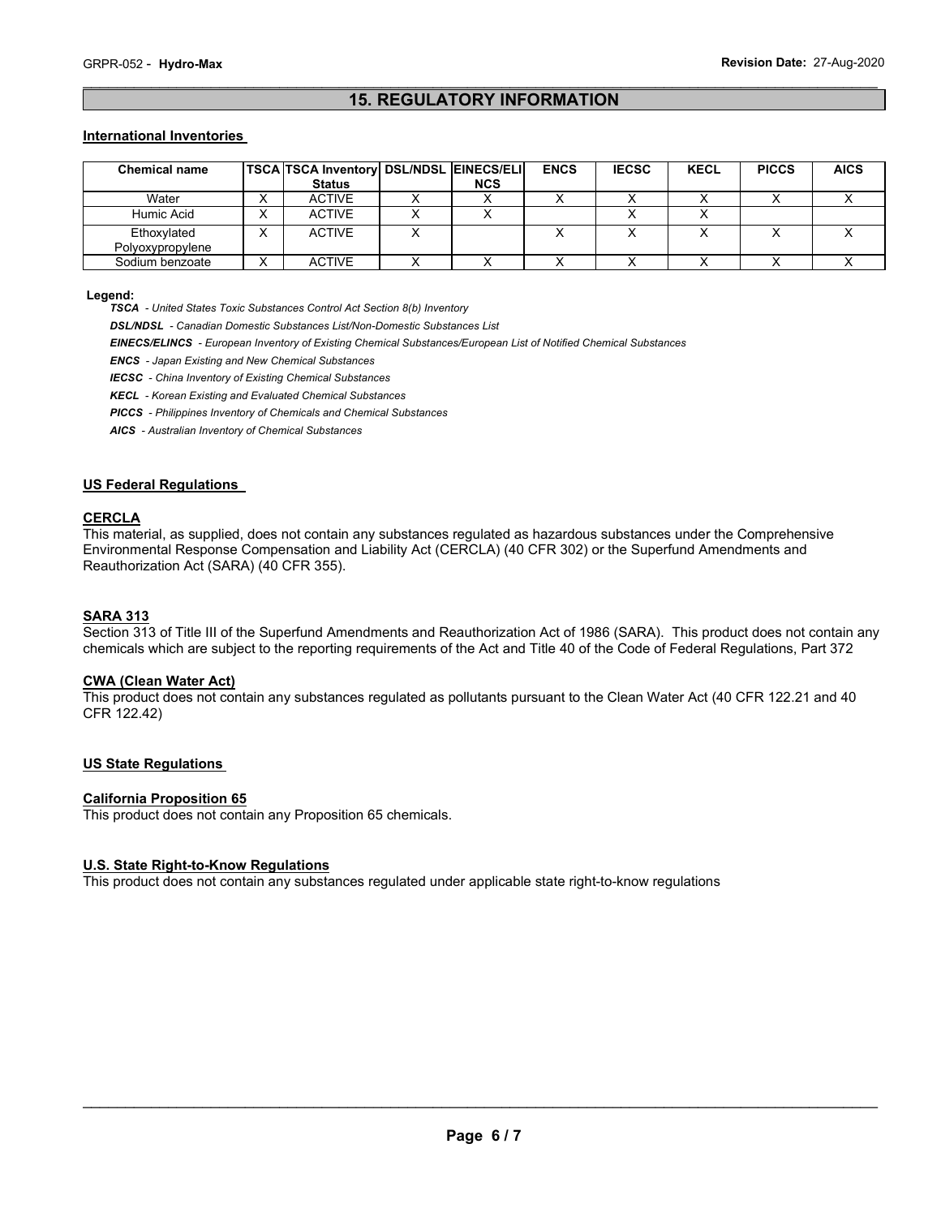## 15. REGULATORY INFORMATION

### International Inventories

| Chemical name | TSCA | TSCA Inventory Status | DSL/NDSL | EINECS/ELINCS | ENCS | IECSC | KECL | PICCS | AICS |
|---|---|---|---|---|---|---|---|---|---|
| Water | X | ACTIVE | X | X | X | X | X | X | X |
| Humic Acid | X | ACTIVE | X | X | | X | X | | |
| Ethoxylated Polyoxypropylene | X | ACTIVE | X | | X | X | X | X | X |
| Sodium benzoate | X | ACTIVE | X | X | X | X | X | X | X |

**Legend:**

***TSCA*** *- United States Toxic Substances Control Act Section 8(b) Inventory*

***DSL/NDSL*** *- Canadian Domestic Substances List/Non-Domestic Substances List*

***EINECS/ELINCS*** *- European Inventory of Existing Chemical Substances/European List of Notified Chemical Substances*

***ENCS*** *- Japan Existing and New Chemical Substances*

***IECSC*** *- China Inventory of Existing Chemical Substances*

***KECL*** *- Korean Existing and Evaluated Chemical Substances*

***PICCS*** *- Philippines Inventory of Chemicals and Chemical Substances*

***AICS*** *- Australian Inventory of Chemical Substances*

### US Federal Regulations

#### CERCLA

This material, as supplied, does not contain any substances regulated as hazardous substances under the Comprehensive Environmental Response Compensation and Liability Act (CERCLA) (40 CFR 302) or the Superfund Amendments and Reauthorization Act (SARA) (40 CFR 355).

#### SARA 313

Section 313 of Title III of the Superfund Amendments and Reauthorization Act of 1986 (SARA). This product does not contain any chemicals which are subject to the reporting requirements of the Act and Title 40 of the Code of Federal Regulations, Part 372

#### CWA (Clean Water Act)

This product does not contain any substances regulated as pollutants pursuant to the Clean Water Act (40 CFR 122.21 and 40 CFR 122.42)

### US State Regulations

#### California Proposition 65

This product does not contain any Proposition 65 chemicals.

#### U.S. State Right-to-Know Regulations

This product does not contain any substances regulated under applicable state right-to-know regulations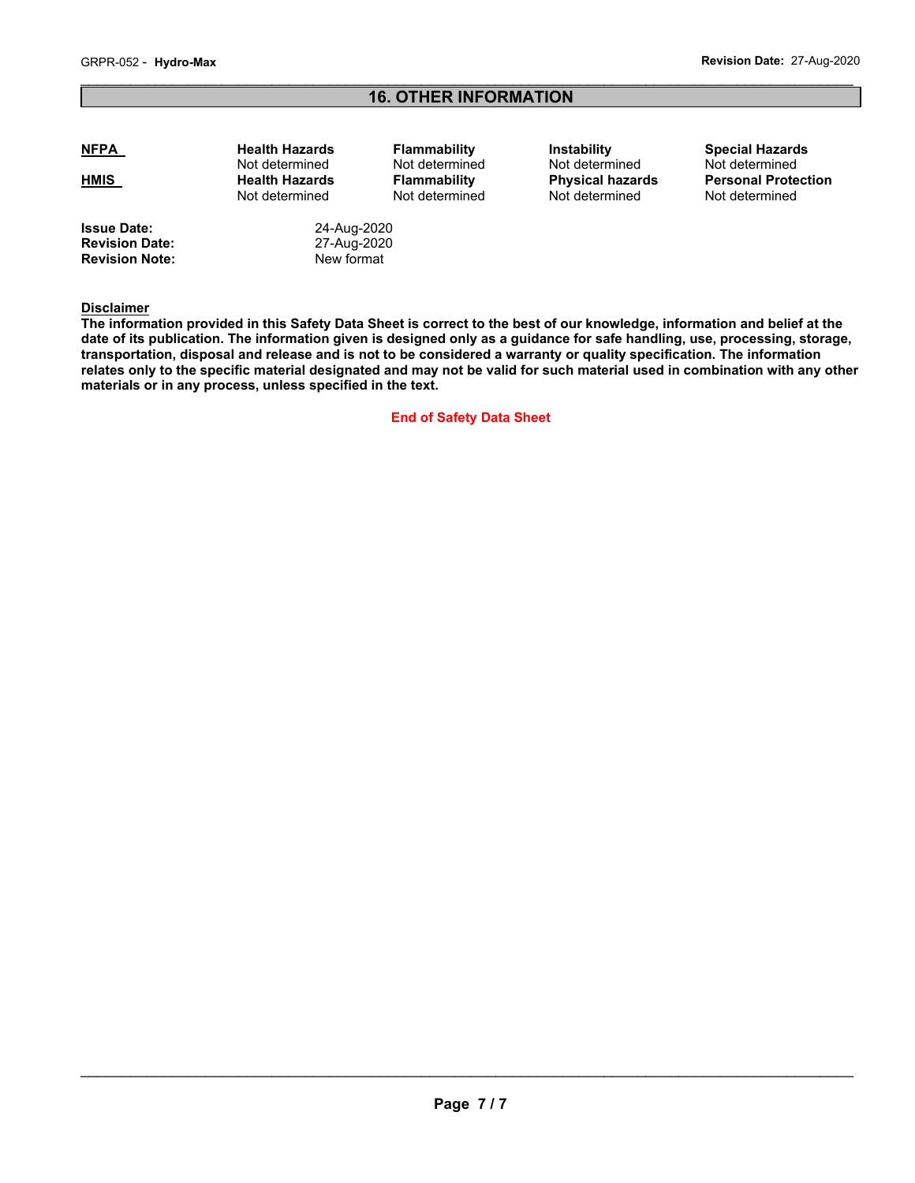## 16. OTHER INFORMATION

| | | | | |
|---|---|---|---|---|
| **NFPA** | **Health Hazards** | **Flammability** | **Instability** | **Special Hazards** |
| | Not determined | Not determined | Not determined | Not determined |
| **HMIS** | **Health Hazards** | **Flammability** | **Physical hazards** | **Personal Protection** |
| | Not determined | Not determined | Not determined | Not determined |

**Issue Date:** 24-Aug-2020
**Revision Date:** 27-Aug-2020
**Revision Note:** New format

**Disclaimer**
**The information provided in this Safety Data Sheet is correct to the best of our knowledge, information and belief at the date of its publication. The information given is designed only as a guidance for safe handling, use, processing, storage, transportation, disposal and release and is not to be considered a warranty or quality specification. The information relates only to the specific material designated and may not be valid for such material used in combination with any other materials or in any process, unless specified in the text.**

**End of Safety Data Sheet**